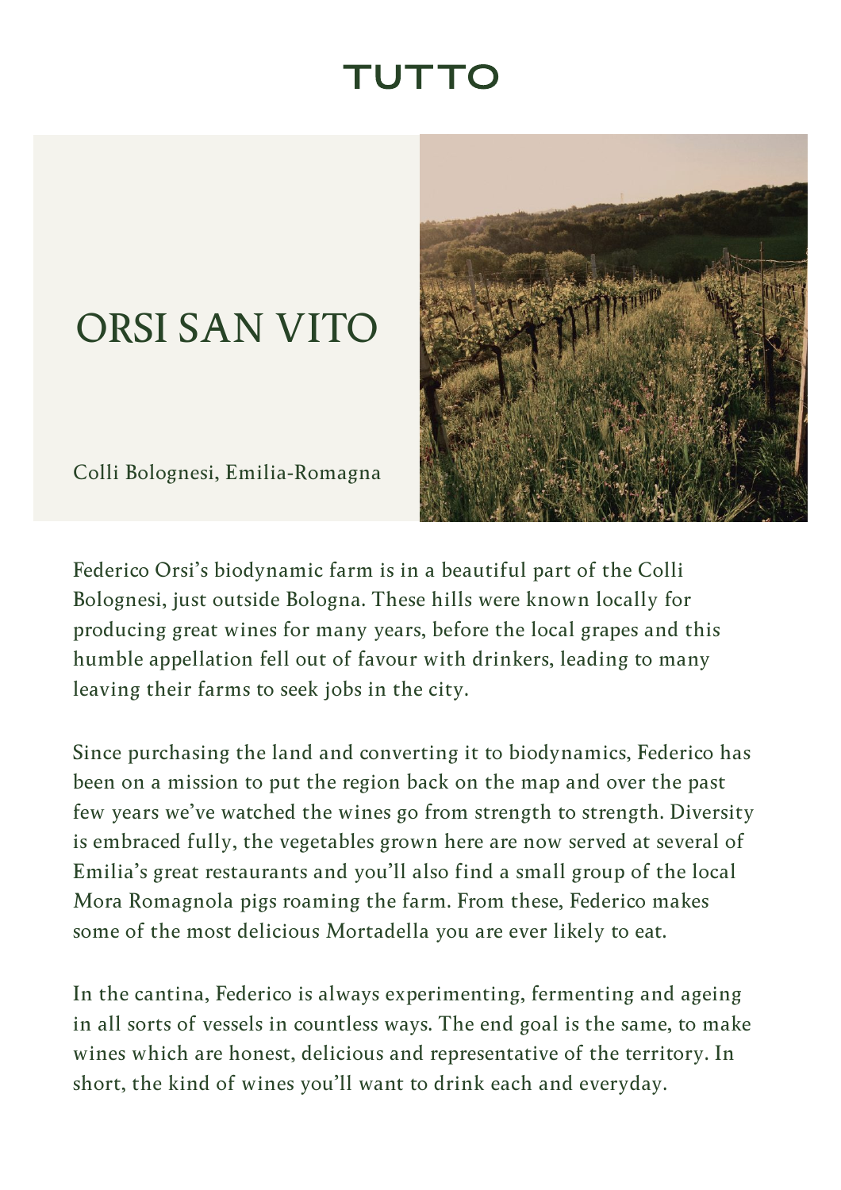TUTTO

# ORSI SAN VITO

Colli Bolognesi, Emilia-Romagna

Federico Orsi's biodynamic farm is in a beautiful part of the Colli Bolognesi, just outside Bologna. These hills were known locally for producing great wines for many years, before the local grapes and this humble appellation fell out of favour with drinkers, leading to many leaving their farms to seek jobs in the city.

Since purchasing the land and converting it to biodynamics, Federico has been on a mission to put the region back on the map and over the past few years we've watched the wines go from strength to strength. Diversity is embraced fully, the vegetables grown here are now served at several of Emilia's great restaurants and you'll also find a small group of the local Mora Romagnola pigs roaming the farm. From these, Federico makes some of the most delicious Mortadella you are ever likely to eat.

In the cantina, Federico is always experimenting, fermenting and ageing in all sorts of vessels in countless ways. The end goal is the same, to make wines which are honest, delicious and representative of the territory. In short, the kind of wines you'll want to drink each and everyday.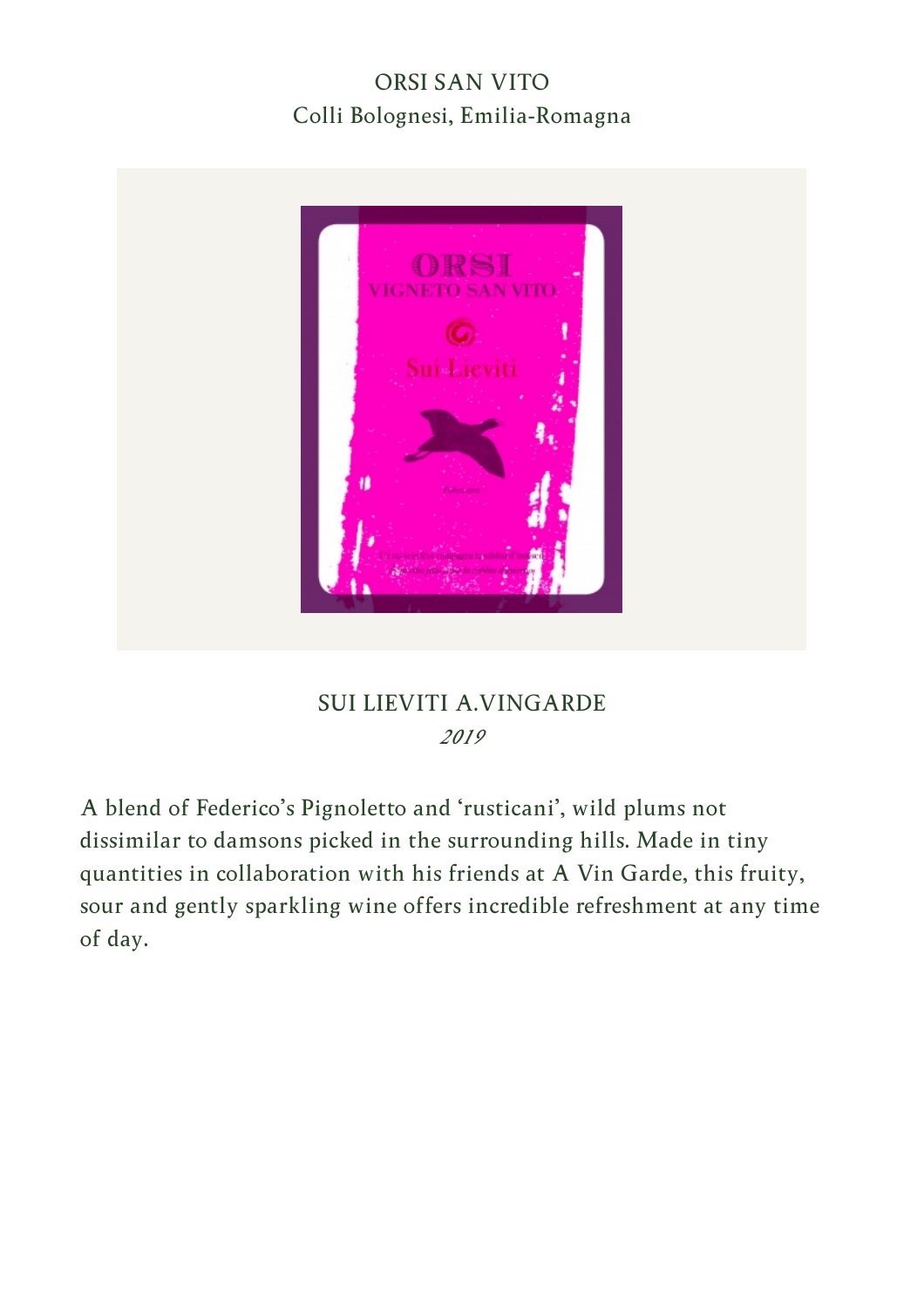ORSI SAN VITO

Colli Bolognesi, Emilia-Romagna

SUI LIEVITI A.VINGARDE

*2019*

A blend of Federico's Pignoletto and 'rusticani', wild plums not dissimilar to damsons picked in the surrounding hills. Made in tiny quantities in collaboration with his friends at A Vin Garde, this fruity, sour and gently sparkling wine offers incredible refreshment at any time of day.